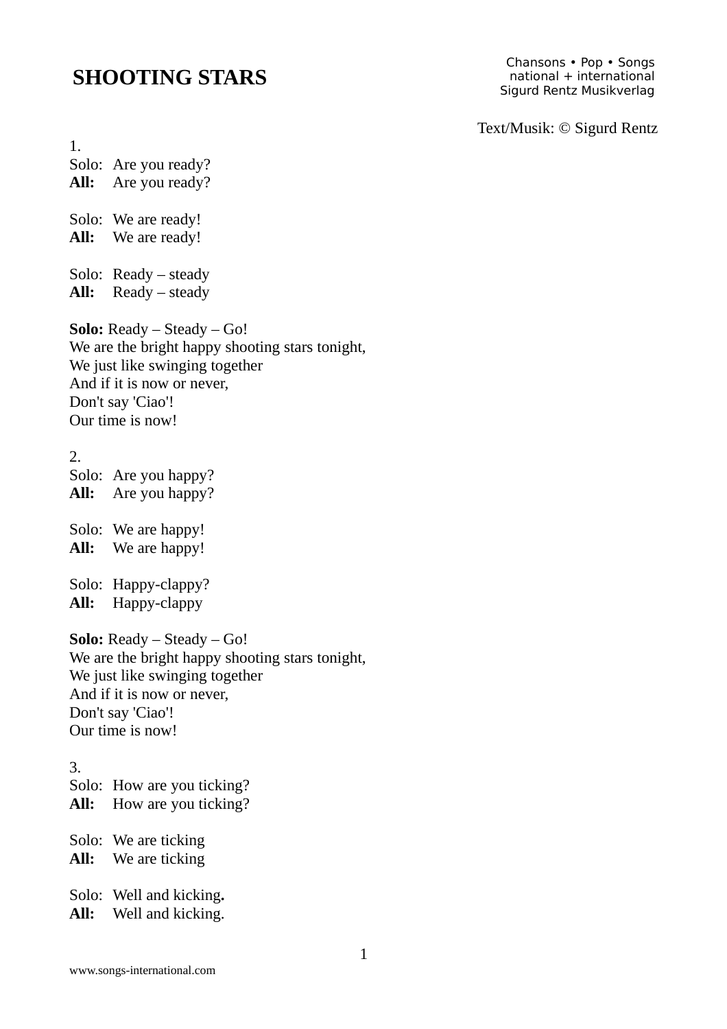# SHOOTING STARS

Chansons • Pop • Songs
national + international
Sigurd Rentz Musikverlag

Text/Musik: © Sigurd Rentz

1.
Solo: Are you ready?
**All:** Are you ready?

Solo: We are ready!
**All:** We are ready!

Solo: Ready – steady
**All:** Ready – steady

**Solo:** Ready – Steady – Go!
We are the bright happy shooting stars tonight,
We just like swinging together
And if it is now or never,
Don't say 'Ciao'!
Our time is now!

2.
Solo: Are you happy?
**All:** Are you happy?

Solo: We are happy!
**All:** We are happy!

Solo: Happy-clappy?
**All:** Happy-clappy

**Solo:** Ready – Steady – Go!
We are the bright happy shooting stars tonight,
We just like swinging together
And if it is now or never,
Don't say 'Ciao'!
Our time is now!

3.
Solo: How are you ticking?
**All:** How are you ticking?

Solo: We are ticking
**All:** We are ticking

Solo: Well and kicking.
**All:** Well and kicking.

www.songs-international.com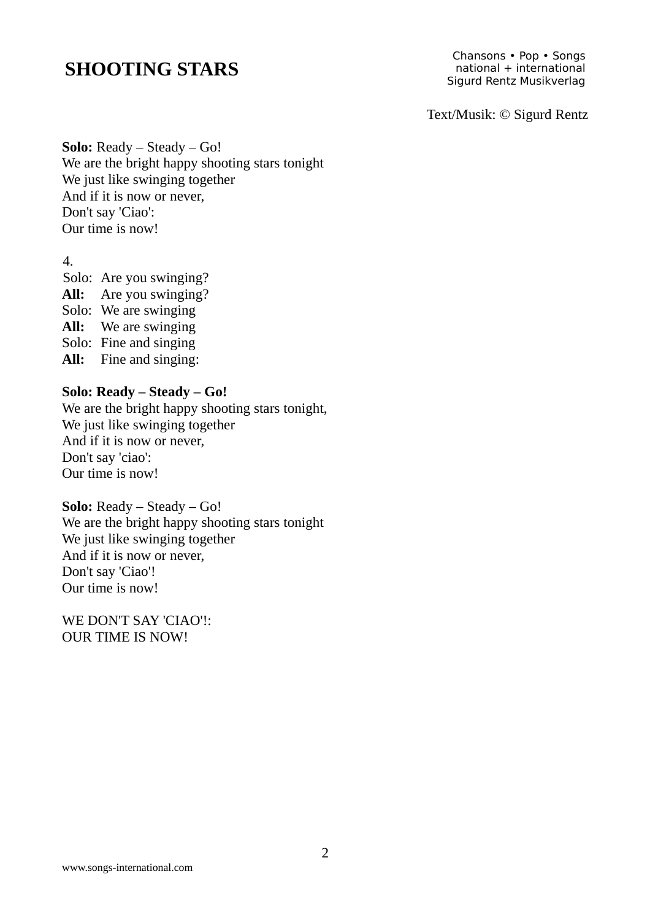# SHOOTING STARS

Chansons • Pop • Songs
national + international
Sigurd Rentz Musikverlag

Text/Musik: © Sigurd Rentz

**Solo:** Ready – Steady – Go!
We are the bright happy shooting stars tonight
We just like swinging together
And if it is now or never,
Don't say 'Ciao':
Our time is now!

4.
Solo: Are you swinging?
**All:** Are you swinging?
Solo: We are swinging
**All:** We are swinging
Solo: Fine and singing
**All:** Fine and singing:

**Solo: Ready – Steady – Go!**
We are the bright happy shooting stars tonight,
We just like swinging together
And if it is now or never,
Don't say 'ciao':
Our time is now!

**Solo:** Ready – Steady – Go!
We are the bright happy shooting stars tonight
We just like swinging together
And if it is now or never,
Don't say 'Ciao'!
Our time is now!

WE DON'T SAY 'CIAO'!:
OUR TIME IS NOW!

www.songs-international.com